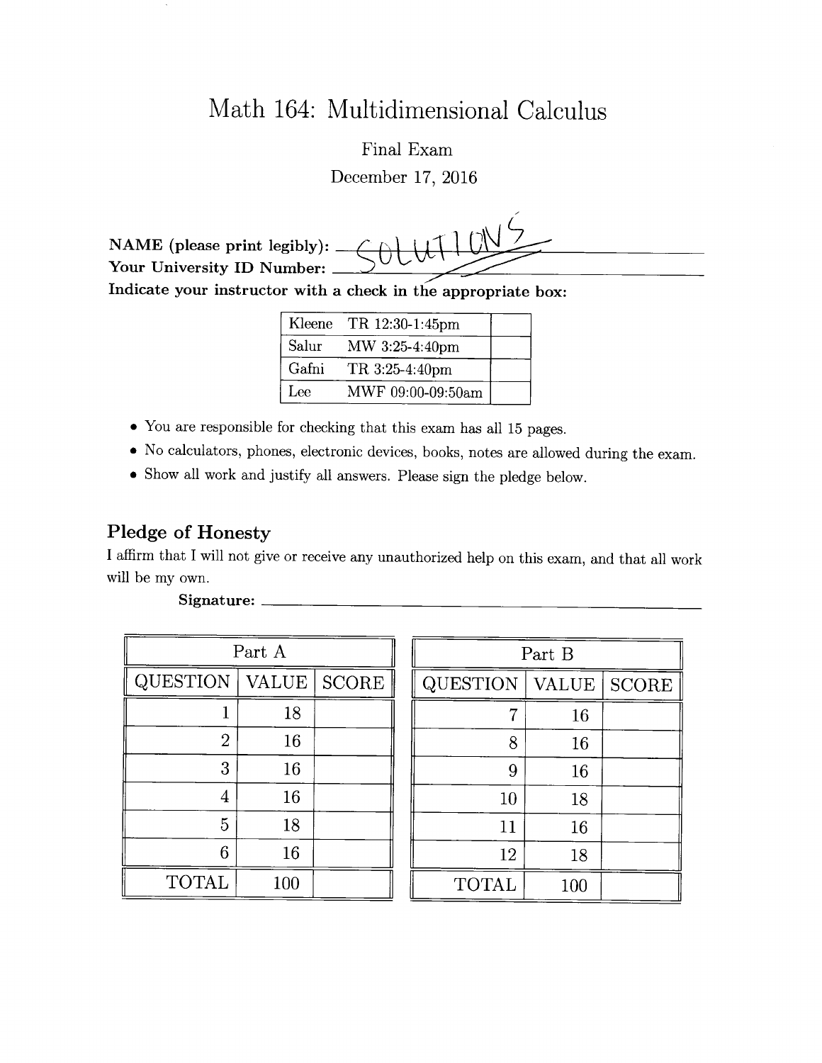# Math 164: Multidimensional Calculus

Final Exam

December 17, 2016

**NAME (please print legibly):** SOLUTIONS

**Your University ID Number:** \_\_\_\_\_\_\_\_\_\_\_\_\_\_\_\_\_\_\_\_\_\_\_\_

**Indicate your instructor with a check in the appropriate box:**

| | | |
|---|---|---|
| Kleene | TR 12:30-1:45pm | |
| Salur | MW 3:25-4:40pm | |
| Gafni | TR 3:25-4:40pm | |
| Lee | MWF 09:00-09:50am | |

- You are responsible for checking that this exam has all 15 pages.
- No calculators, phones, electronic devices, books, notes are allowed during the exam.
- Show all work and justify all answers. Please sign the pledge below.

## Pledge of Honesty

I affirm that I will not give or receive any unauthorized help on this exam, and that all work will be my own.

**Signature:** \_\_\_\_\_\_\_\_\_\_\_\_\_\_\_\_\_\_\_\_\_\_\_\_

| Part A | | |
|---|---|---|
| QUESTION | VALUE | SCORE |
| 1 | 18 | |
| 2 | 16 | |
| 3 | 16 | |
| 4 | 16 | |
| 5 | 18 | |
| 6 | 16 | |
| TOTAL | 100 | |

| Part B | | |
|---|---|---|
| QUESTION | VALUE | SCORE |
| 7 | 16 | |
| 8 | 16 | |
| 9 | 16 | |
| 10 | 18 | |
| 11 | 16 | |
| 12 | 18 | |
| TOTAL | 100 | |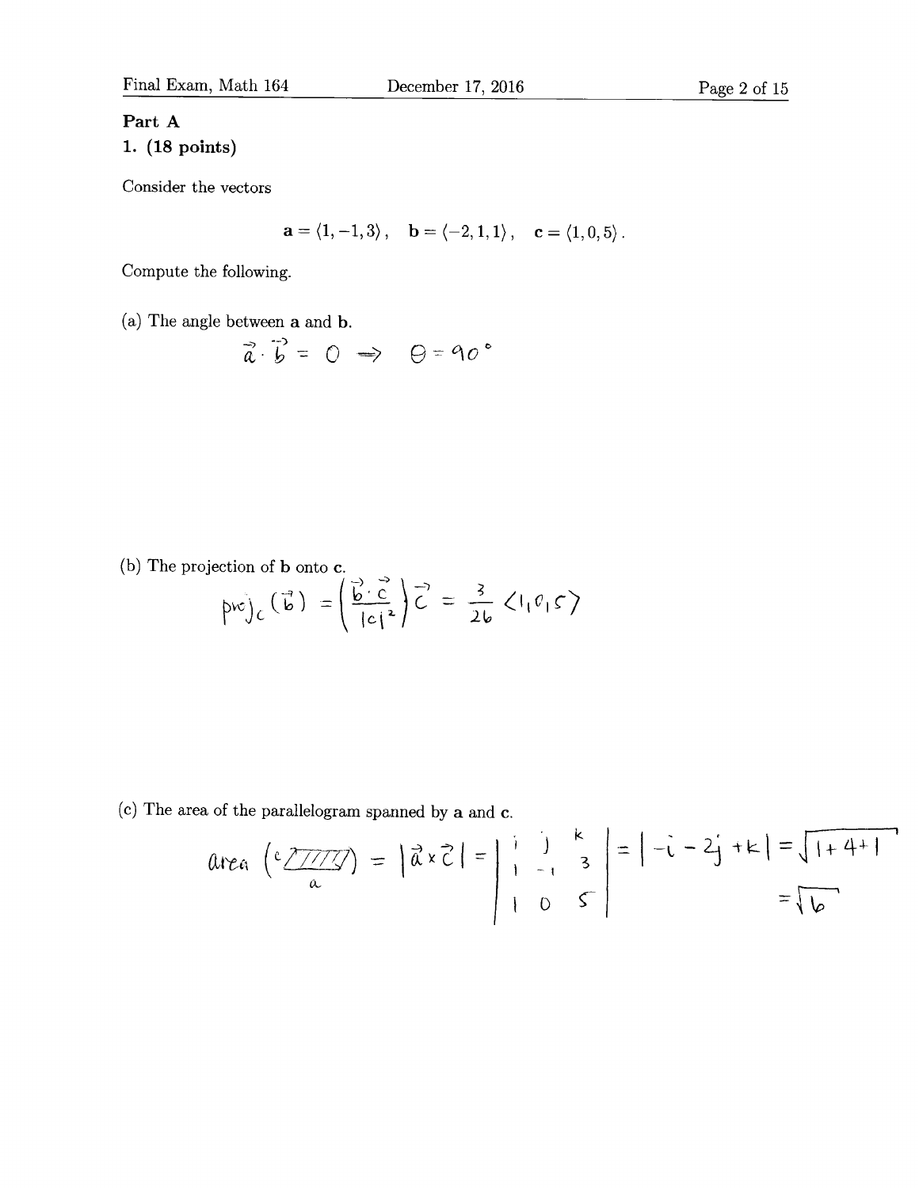## Part A

### 1. (18 points)

Consider the vectors

$$\mathbf{a} = \langle 1, -1, 3 \rangle, \quad \mathbf{b} = \langle -2, 1, 1 \rangle, \quad \mathbf{c} = \langle 1, 0, 5 \rangle.$$

Compute the following.

(a) The angle between **a** and **b**.

$$\vec{a} \cdot \vec{b} = 0 \Rightarrow \theta = 90^\circ$$

(b) The projection of **b** onto **c**.

$$\text{proj}_c(\vec{b}) = \left( \frac{\vec{b} \cdot \vec{c}}{|c|^2} \right) \vec{c} = \frac{3}{26} \langle 1, 0, 5 \rangle$$

(c) The area of the parallelogram spanned by **a** and **c**.

$$\text{area} = |\vec{a} \times \vec{c}| = \begin{vmatrix} i & j & k \\ 1 & -1 & 3 \\ 1 & 0 & 5 \end{vmatrix} = |-i - 2j + k| = \sqrt{1+4+1} = \sqrt{6}$$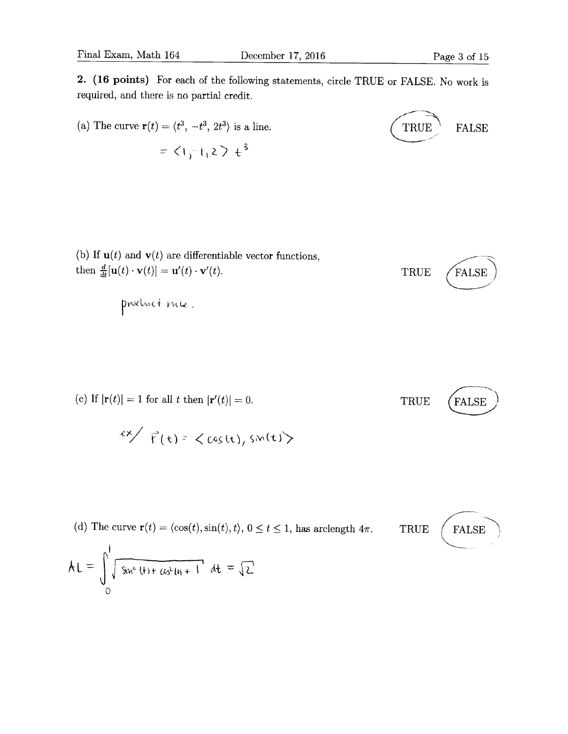**2. (16 points)** For each of the following statements, circle TRUE or FALSE. No work is required, and there is no partial credit.

(a) The curve $\mathbf{r}(t) = \langle t^3, -t^3, 2t^3 \rangle$ is a line. **TRUE** FALSE

$= \langle 1, -1, 2 \rangle t^3$

(b) If $\mathbf{u}(t)$ and $\mathbf{v}(t)$ are differentiable vector functions, then $\frac{d}{dt}[\mathbf{u}(t) \cdot \mathbf{v}(t)] = \mathbf{u}'(t) \cdot \mathbf{v}'(t)$. TRUE **FALSE**

product rule.

(c) If $|\mathbf{r}(t)| = 1$ for all $t$ then $|\mathbf{r}'(t)| = 0$. TRUE **FALSE**

ex/ $\vec{r}(t) = \langle \cos(t), \sin(t) \rangle$

(d) The curve $\mathbf{r}(t) = \langle \cos(t), \sin(t), t \rangle$, $0 \leq t \leq 1$, has arclength $4\pi$. TRUE **FALSE**

$$AL = \int_0^1 \sqrt{\sin^2(t) + \cos^2(t) + 1}\, dt = \sqrt{2}$$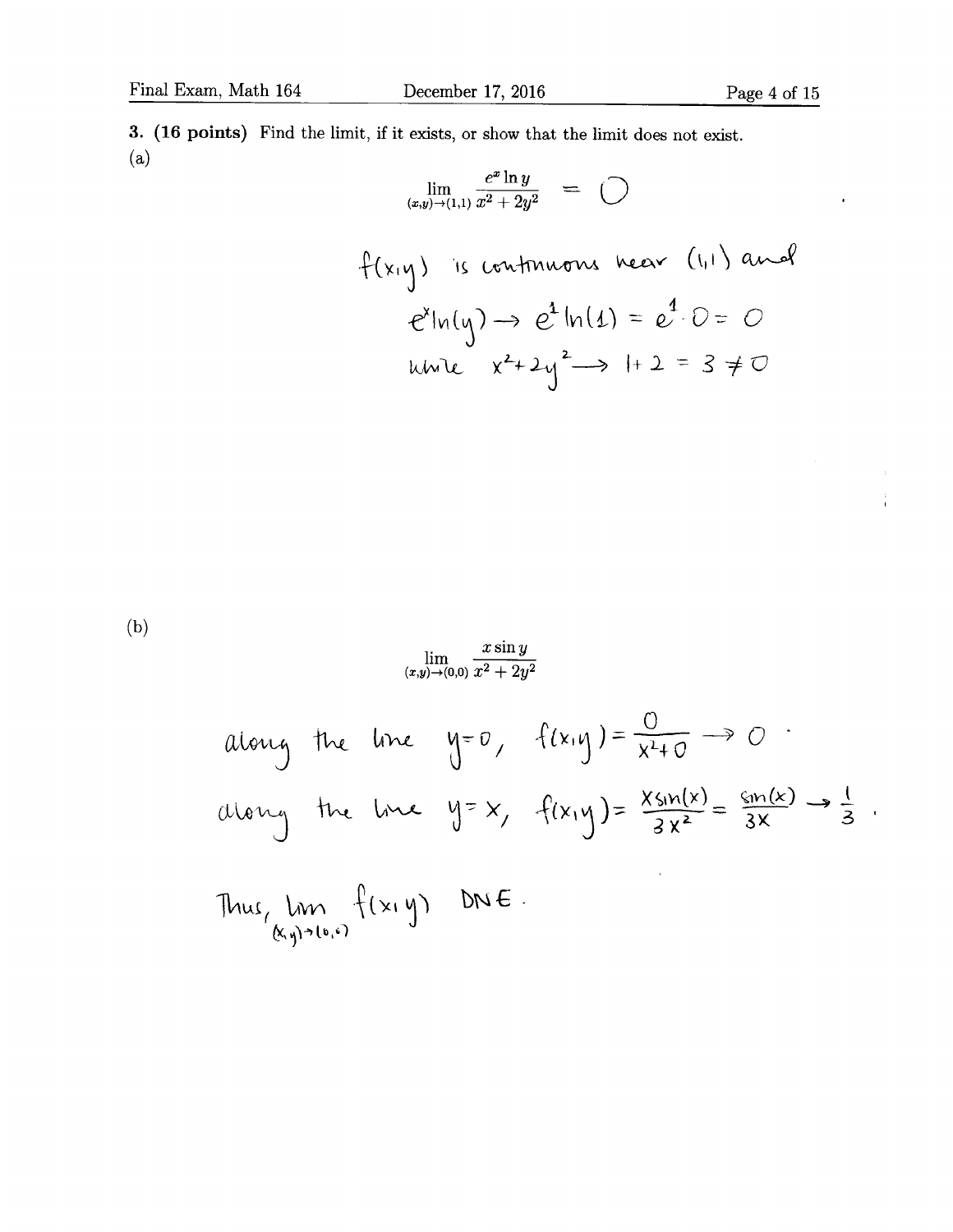**3. (16 points)** Find the limit, if it exists, or show that the limit does not exist.

(a)

$$\lim_{(x,y)\to(1,1)} \frac{e^x \ln y}{x^2 + 2y^2} = 0$$

$f(x,y)$ is continuous near $(1,1)$ and

$e^x \ln(y) \to e^1 \ln(1) = e^1 \cdot 0 = 0$

while $x^2 + 2y^2 \to 1 + 2 = 3 \neq 0$

(b)

$$\lim_{(x,y)\to(0,0)} \frac{x \sin y}{x^2 + 2y^2}$$

along the line $y = 0$, $f(x,y) = \frac{0}{x^2 + 0} \to 0$.

along the line $y = x$, $f(x,y) = \frac{x \sin(x)}{3x^2} = \frac{\sin(x)}{3x} \to \frac{1}{3}$.

Thus, $\lim_{(x,y)\to(0,0)} f(x,y)$ DNE.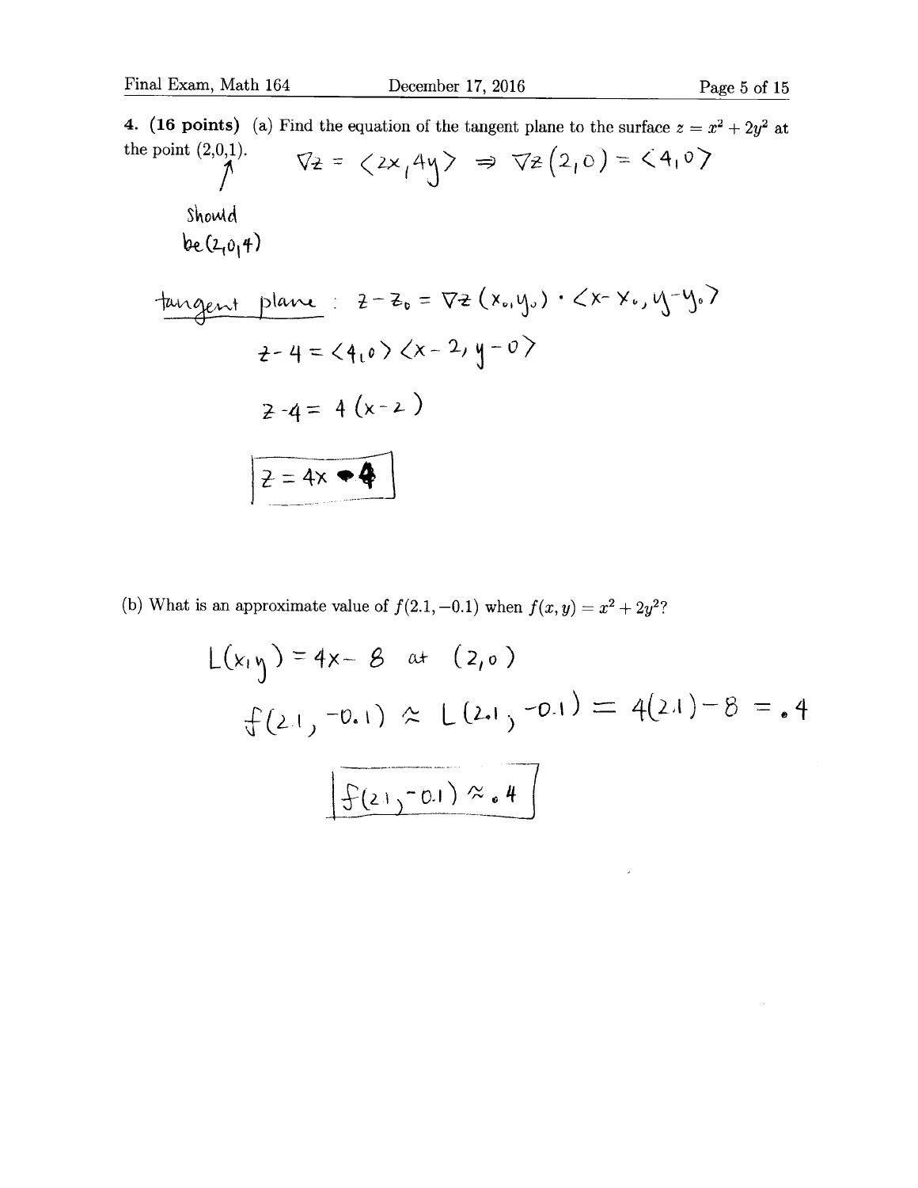**4. (16 points)** (a) Find the equation of the tangent plane to the surface $z = x^2 + 2y^2$ at the point (2,0,1).

$\nabla z = \langle 2x, 4y \rangle \Rightarrow \nabla z(2,0) = \langle 4, 0 \rangle$

Should be (2,0,4)

<u>tangent plane</u>: $z - z_0 = \nabla z(x_0, y_0) \cdot \langle x - x_0, y - y_0 \rangle$

$z - 4 = \langle 4, 0 \rangle \langle x - 2, y - 0 \rangle$

$z - 4 = 4(x - 2)$

$$\boxed{z = 4x - 4}$$

(b) What is an approximate value of $f(2.1, -0.1)$ when $f(x, y) = x^2 + 2y^2$?

$L(x, y) = 4x - 8$ at $(2, 0)$

$f(2.1, -0.1) \approx L(2.1, -0.1) = 4(2.1) - 8 = .4$

$$\boxed{f(2.1, -0.1) \approx .4}$$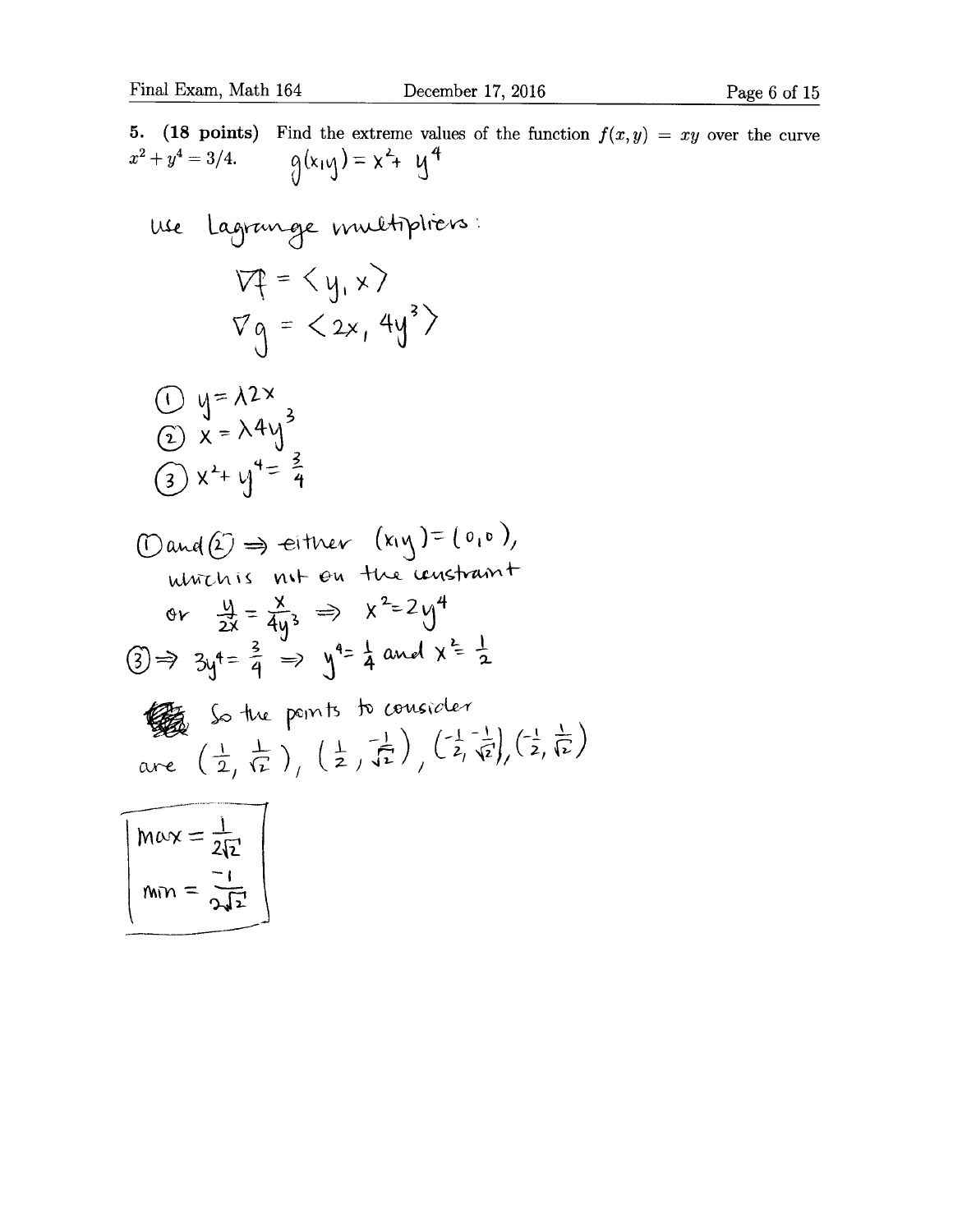**5. (18 points)** Find the extreme values of the function $f(x,y) = xy$ over the curve $x^2 + y^4 = 3/4$.

$g(x,y) = x^2 + y^4$

Use Lagrange multipliers:

$$\nabla f = \langle y, x \rangle$$

$$\nabla g = \langle 2x, 4y^3 \rangle$$

① $y = \lambda 2x$

② $x = \lambda 4y^3$

③ $x^2 + y^4 = \frac{3}{4}$

① and ② $\Rightarrow$ either $(x,y) = (0,0)$, which is not on the constraint

or $\frac{y}{2x} = \frac{x}{4y^3} \Rightarrow x^2 = 2y^4$

③ $\Rightarrow 3y^4 = \frac{3}{4} \Rightarrow y^4 = \frac{1}{4}$ and $x^2 = \frac{1}{2}$

So the points to consider are $\left(\frac{1}{2}, \frac{1}{\sqrt{2}}\right)$, $\left(\frac{1}{2}, \frac{-1}{\sqrt{2}}\right)$, $\left(\frac{-1}{2}, \frac{-1}{\sqrt{2}}\right)$, $\left(\frac{-1}{2}, \frac{1}{\sqrt{2}}\right)$

$$\text{max} = \frac{1}{2\sqrt{2}}$$

$$\text{min} = \frac{-1}{2\sqrt{2}}$$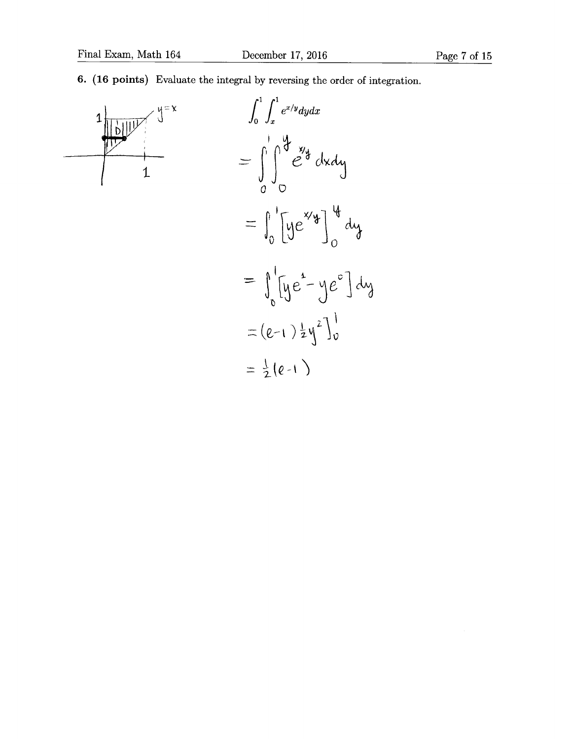**6. (16 points)** Evaluate the integral by reversing the order of integration.

$$\int_0^1 \int_x^1 e^{x/y} dy dx$$

$$= \int_0^1 \int_0^y e^{x/y} \, dx dy$$

$$= \int_0^1 \left[ y e^{x/y} \right]_0^y dy$$

$$= \int_0^1 \left[ y e^1 - y e^0 \right] dy$$

$$= (e-1) \frac{1}{2} y^2 \Big]_0^1$$

$$= \frac{1}{2}(e-1)$$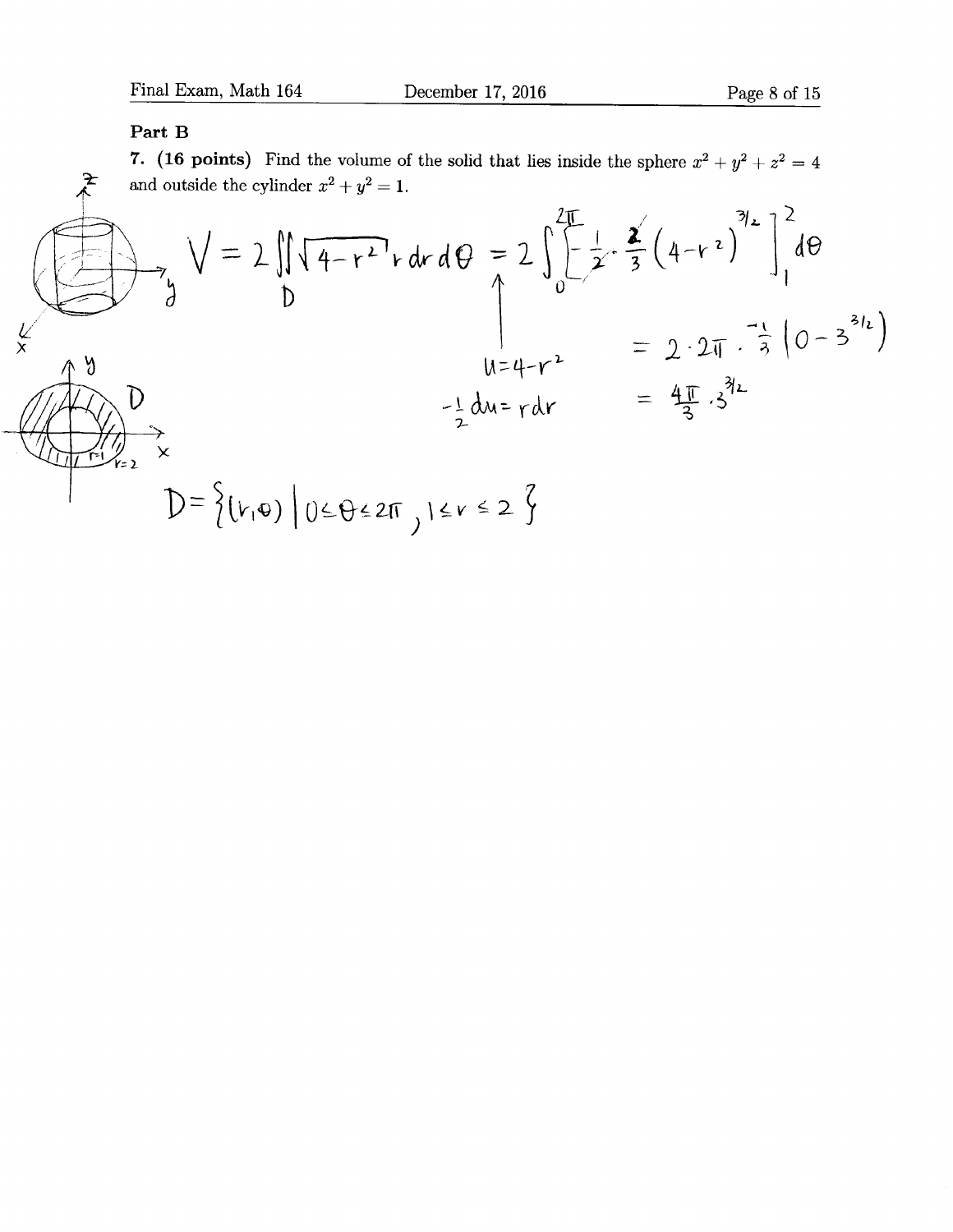## Part B

**7. (16 points)** Find the volume of the solid that lies inside the sphere $x^2 + y^2 + z^2 = 4$ and outside the cylinder $x^2 + y^2 = 1$.

$$V = 2\iint_D \sqrt{4-r^2}\, r\,dr\,d\theta = 2\int_0^{2\pi} \left[ -\frac{1}{2} \cdot \frac{2}{3} (4-r^2)^{3/2} \right]_1^2 d\theta$$

$u = 4 - r^2$

$-\frac{1}{2}du = r\,dr$

$$= 2 \cdot 2\pi \cdot \frac{-1}{3}\left(0 - 3^{3/2}\right)$$

$$= \frac{4\pi}{3} \cdot 3^{3/2}$$

$D = \{(r,\theta) \mid 0 \le \theta \le 2\pi,\ 1 \le r \le 2\}$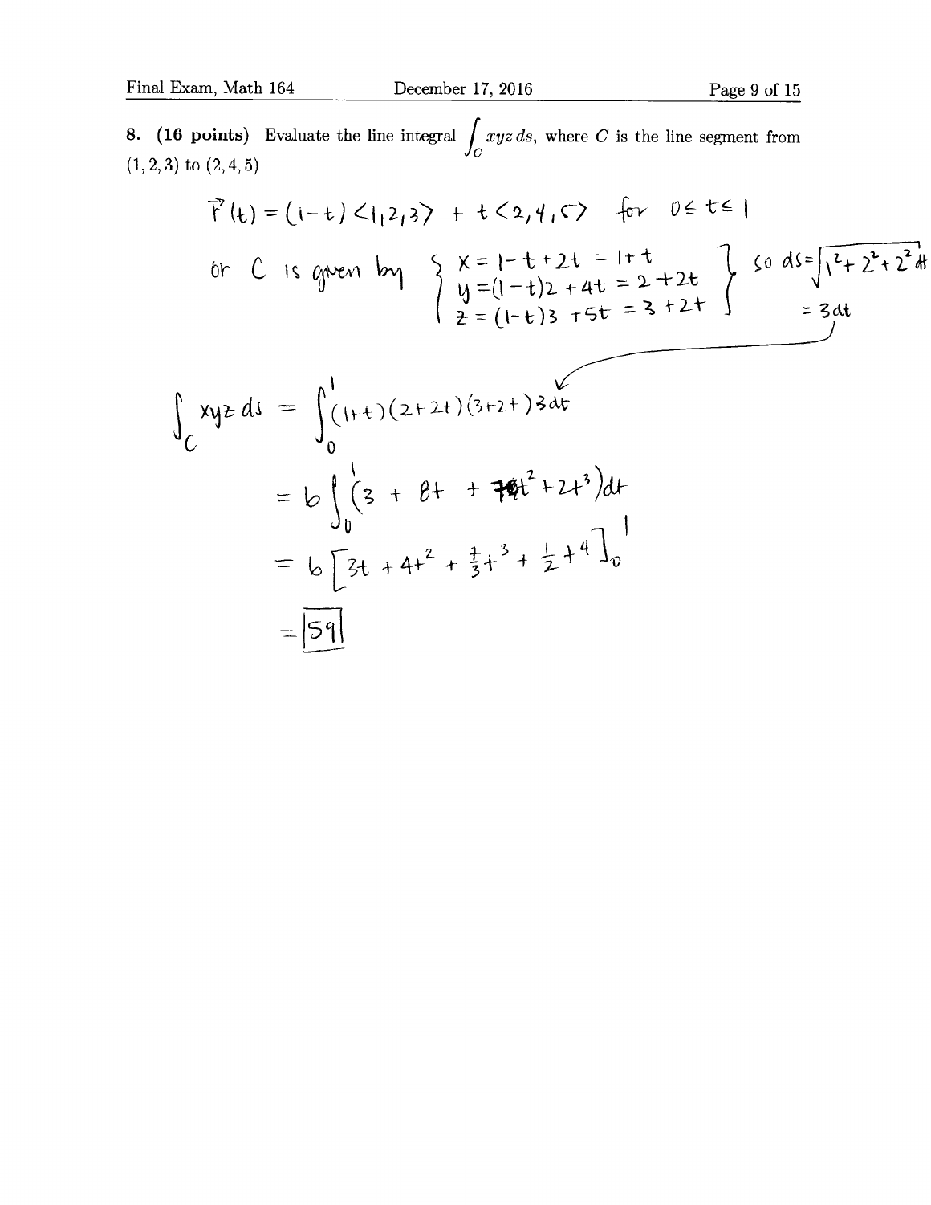**8. (16 points)** Evaluate the line integral $\int_C xyz\, ds$, where $C$ is the line segment from $(1,2,3)$ to $(2,4,5)$.

$$\vec{r}(t) = (1-t)\langle 1,2,3\rangle + t\langle 2,4,5\rangle \quad \text{for } 0 \le t \le 1$$

or $C$ is given by

$$\begin{cases} x = 1 - t + 2t = 1 + t \\ y = (1-t)2 + 4t = 2 + 2t \\ z = (1-t)3 + 5t = 3 + 2t \end{cases}$$

so $ds = \sqrt{1^2 + 2^2 + 2^2}\,dt = 3\,dt$

$$\int_C xyz\, ds = \int_0^1 (1+t)(2+2t)(3+2t)\,3\,dt$$

$$= 6\int_0^1 \left(3 + 8t + 7t^2 + 2t^3\right)dt$$

$$= 6\left[3t + 4t^2 + \frac{7}{3}t^3 + \frac{1}{2}t^4\right]_0^1$$

$$= \boxed{59}$$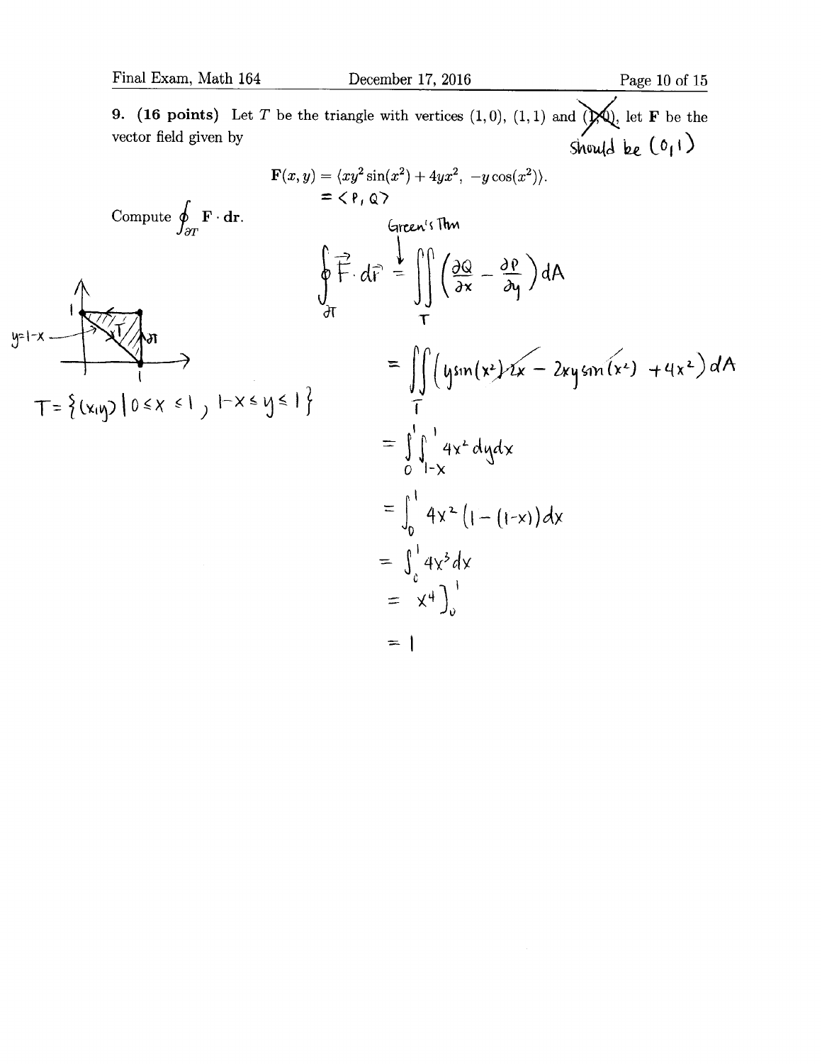**9. (16 points)** Let $T$ be the triangle with vertices $(1,0)$, $(1,1)$ and ~~$(1,0)$~~, let $\mathbf{F}$ be the vector field given by

Should be $(0,1)$

$$\mathbf{F}(x,y) = \langle xy^2\sin(x^2) + 4yx^2,\ -y\cos(x^2)\rangle.$$
$$= \langle P, Q \rangle$$

Compute $\oint_{\partial T} \mathbf{F} \cdot d\mathbf{r}$.

$$T = \{(x,y) \mid 0 \le x \le 1,\ 1-x \le y \le 1\}$$

Green's Thm

$$\oint_{\partial T} \vec{F} \cdot d\vec{r} = \iint_T \left( \frac{\partial Q}{\partial x} - \frac{\partial P}{\partial y} \right) dA$$

$$= \iint_T \left( y\sin(x^2)\cancel{2x} - \cancel{2xy\sin(x^2)} + 4x^2 \right) dA$$

$$= \int_0^1 \int_{1-x}^1 4x^2 \, dy\, dx$$

$$= \int_0^1 4x^2(1-(1-x))\,dx$$

$$= \int_0^1 4x^3\,dx$$

$$= x^4 \Big]_0^1$$

$$= 1$$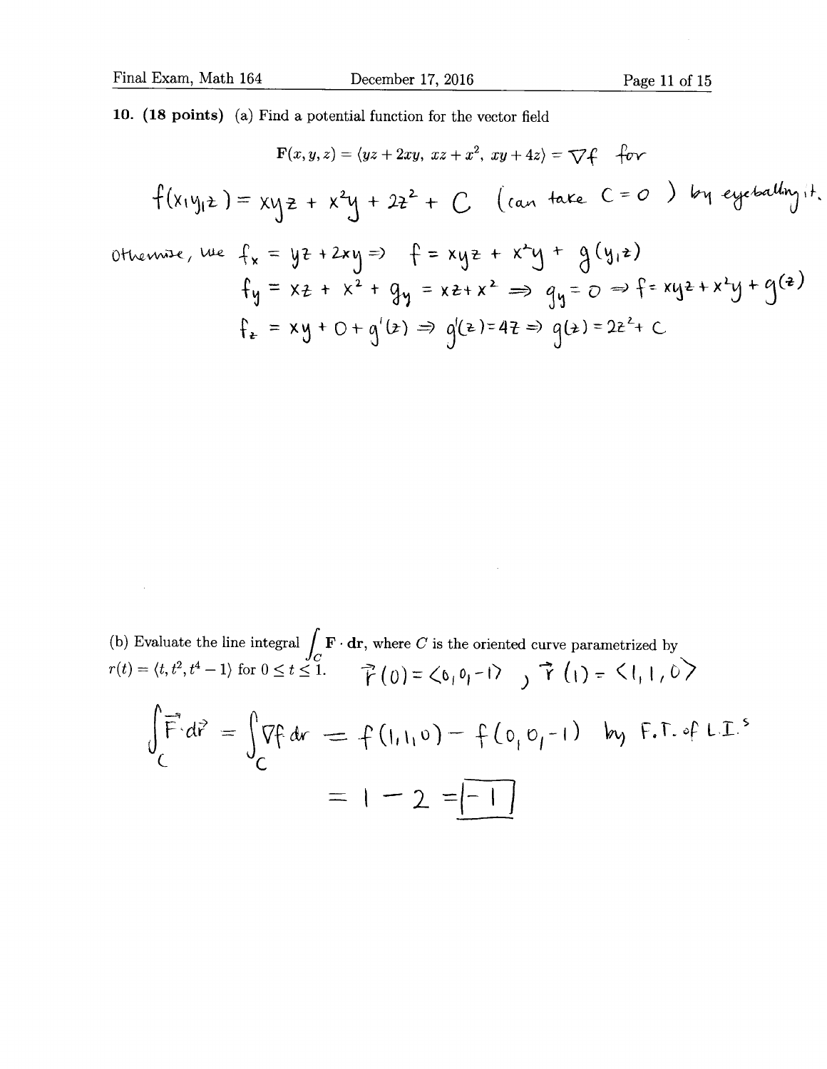**10. (18 points)** (a) Find a potential function for the vector field

$$\mathbf{F}(x, y, z) = \langle yz + 2xy,\ xz + x^2,\ xy + 4z\rangle = \nabla f \text{ for}$$

$$f(x,y,z) = xyz + x^2y + 2z^2 + C \quad (\text{can take } C = 0) \text{ by eyeballing it.}$$

Otherwise, we $f_x = yz + 2xy \Rightarrow f = xyz + x^2y + g(y,z)$

$f_y = xz + x^2 + g_y = xz + x^2 \Rightarrow g_y = 0 \Rightarrow f = xyz + x^2y + g(z)$

$f_z = xy + 0 + g'(z) \Rightarrow g'(z) = 4z \Rightarrow g(z) = 2z^2 + C$

(b) Evaluate the line integral $\int_C \mathbf{F} \cdot d\mathbf{r}$, where $C$ is the oriented curve parametrized by $r(t) = \langle t, t^2, t^4 - 1\rangle$ for $0 \leq t \leq 1$. $\quad \vec{r}(0) = \langle 0, 0, -1\rangle$, $\vec{r}(1) = \langle 1, 1, 0\rangle$

$$\int_C \vec{F} \cdot d\vec{r} = \int_C \nabla f\, dr = f(1,1,0) - f(0,0,-1) \text{ by F.T. of L.I.'s}$$

$$= 1 - 2 = \boxed{-1}$$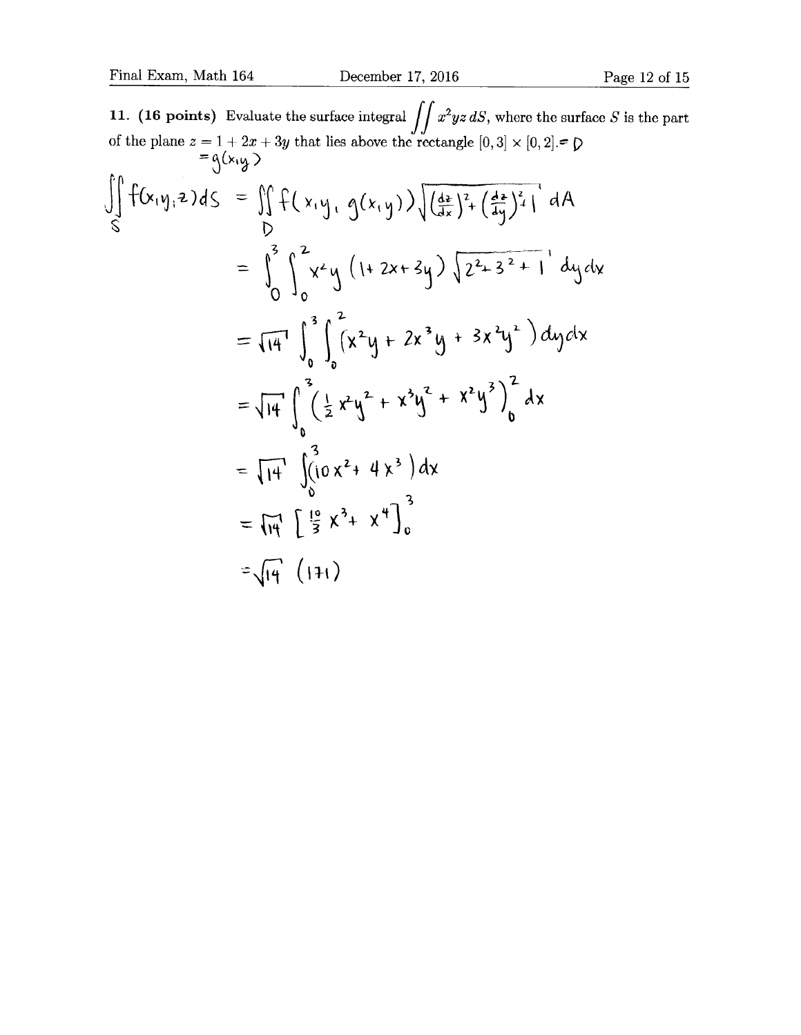**11. (16 points)** Evaluate the surface integral $\iint x^2yz\,dS$, where the surface $S$ is the part of the plane $z = 1 + 2x + 3y$ that lies above the rectangle $[0,3] \times [0,2]$. $= D$

$= g(x,y)$

$$\iint_S f(x,y,z)\,dS = \iint_D f(x,y,g(x,y))\sqrt{\left(\frac{dz}{dx}\right)^2 + \left(\frac{dz}{dy}\right)^2 + 1}\;dA$$

$$= \int_0^3 \int_0^2 x^2y\,(1+2x+3y)\sqrt{2^2+3^2+1}\;dy\,dx$$

$$= \sqrt{14}\int_0^3\int_0^2 \left(x^2y + 2x^3y + 3x^2y^2\right)dy\,dx$$

$$= \sqrt{14}\int_0^3 \left(\frac{1}{2}x^2y^2 + x^3y^2 + x^2y^3\right)\Big|_0^2 dx$$

$$= \sqrt{14}\int_0^3 \left(10x^2 + 4x^3\right)dx$$

$$= \sqrt{14}\left[\frac{10}{3}x^3 + x^4\right]_0^3$$

$$= \sqrt{14}\,(171)$$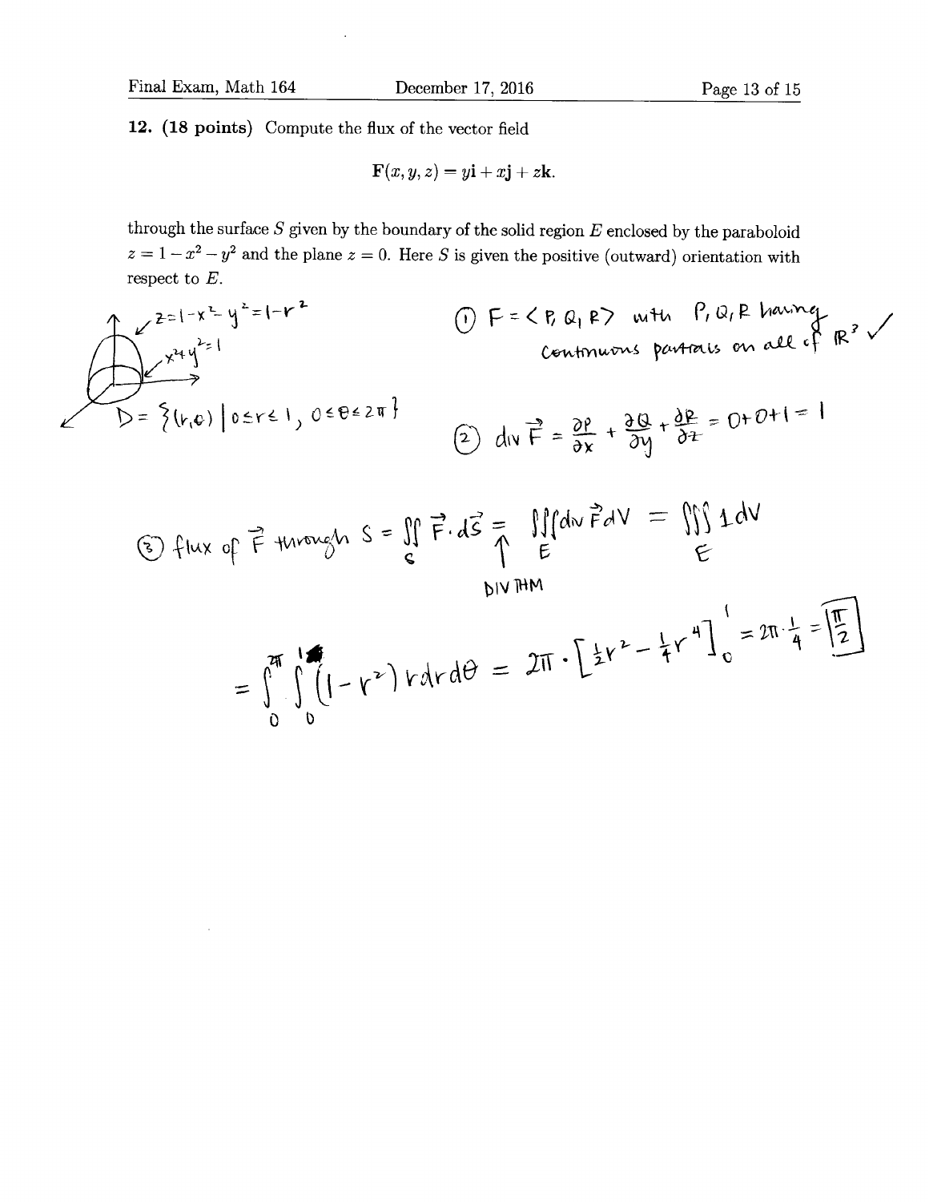**12. (18 points)** Compute the flux of the vector field

$$\mathbf{F}(x, y, z) = y\mathbf{i} + x\mathbf{j} + z\mathbf{k}.$$

through the surface $S$ given by the boundary of the solid region $E$ enclosed by the paraboloid $z = 1 - x^2 - y^2$ and the plane $z = 0$. Here $S$ is given the positive (outward) orientation with respect to $E$.

$z = 1 - x^2 - y^2 = 1 - r^2$

$x^2 + y^2 = 1$

$D = \{(r, \theta) \mid 0 \le r \le 1,\ 0 \le \theta \le 2\pi\}$

① $\vec{F} = \langle P, Q, R \rangle$ with $P, Q, R$ having continuous partials on all of $\mathbb{R}^3$ ✓

② $\operatorname{div} \vec{F} = \frac{\partial P}{\partial x} + \frac{\partial Q}{\partial y} + \frac{\partial R}{\partial z} = 0 + 0 + 1 = 1$

③ flux of $\vec{F}$ through $S = \iint_S \vec{F} \cdot d\vec{S} = \iiint_E \operatorname{div} \vec{F} \, dV = \iiint_E 1 \, dV$

(DIV THM)

$$= \int_0^{2\pi} \int_0^1 (1 - r^2)\, r \, dr \, d\theta = 2\pi \cdot \left[\tfrac{1}{2} r^2 - \tfrac{1}{4} r^4\right]_0^1 = 2\pi \cdot \tfrac{1}{4} = \boxed{\tfrac{\pi}{2}}$$